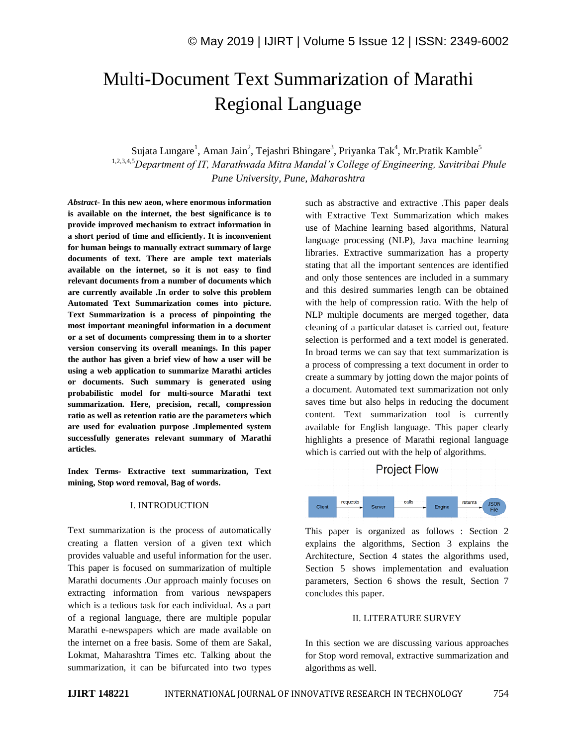# Multi-Document Text Summarization of Marathi Regional Language

Sujata Lungare[1], Aman Jain[2], Tejashri Bhingare[3], Priyanka Tak[4], Mr.Pratik Kamble[5]

[1,2,3,4,5]*Department of IT, Marathwada Mitra Mandal's College of Engineering, Savitribai Phule Pune University, Pune, Maharashtra*

***Abstract-*** **In this new aeon, where enormous information is available on the internet, the best significance is to provide improved mechanism to extract information in a short period of time and efficiently. It is inconvenient for human beings to manually extract summary of large documents of text. There are ample text materials available on the internet, so it is not easy to find relevant documents from a number of documents which are currently available .In order to solve this problem Automated Text Summarization comes into picture. Text Summarization is a process of pinpointing the most important meaningful information in a document or a set of documents compressing them in to a shorter version conserving its overall meanings. In this paper the author has given a brief view of how a user will be using a web application to summarize Marathi articles or documents. Such summary is generated using probabilistic model for multi-source Marathi text summarization. Here, precision, recall, compression ratio as well as retention ratio are the parameters which are used for evaluation purpose .Implemented system successfully generates relevant summary of Marathi articles.**

**Index Terms- Extractive text summarization, Text mining, Stop word removal, Bag of words.**

## I. INTRODUCTION

Text summarization is the process of automatically creating a flatten version of a given text which provides valuable and useful information for the user. This paper is focused on summarization of multiple Marathi documents .Our approach mainly focuses on extracting information from various newspapers which is a tedious task for each individual. As a part of a regional language, there are multiple popular Marathi e-newspapers which are made available on the internet on a free basis. Some of them are Sakal, Lokmat, Maharashtra Times etc. Talking about the summarization, it can be bifurcated into two types such as abstractive and extractive .This paper deals with Extractive Text Summarization which makes use of Machine learning based algorithms, Natural language processing (NLP), Java machine learning libraries. Extractive summarization has a property stating that all the important sentences are identified and only those sentences are included in a summary and this desired summaries length can be obtained with the help of compression ratio. With the help of NLP multiple documents are merged together, data cleaning of a particular dataset is carried out, feature selection is performed and a text model is generated. In broad terms we can say that text summarization is a process of compressing a text document in order to create a summary by jotting down the major points of a document. Automated text summarization not only saves time but also helps in reducing the document content. Text summarization tool is currently available for English language. This paper clearly highlights a presence of Marathi regional language which is carried out with the help of algorithms.

Project Flow

Client —requests→ Server —calls→ Engine —returns→ JSON File

This paper is organized as follows : Section 2 explains the algorithms, Section 3 explains the Architecture, Section 4 states the algorithms used, Section 5 shows implementation and evaluation parameters, Section 6 shows the result, Section 7 concludes this paper.

## II. LITERATURE SURVEY

In this section we are discussing various approaches for Stop word removal, extractive summarization and algorithms as well.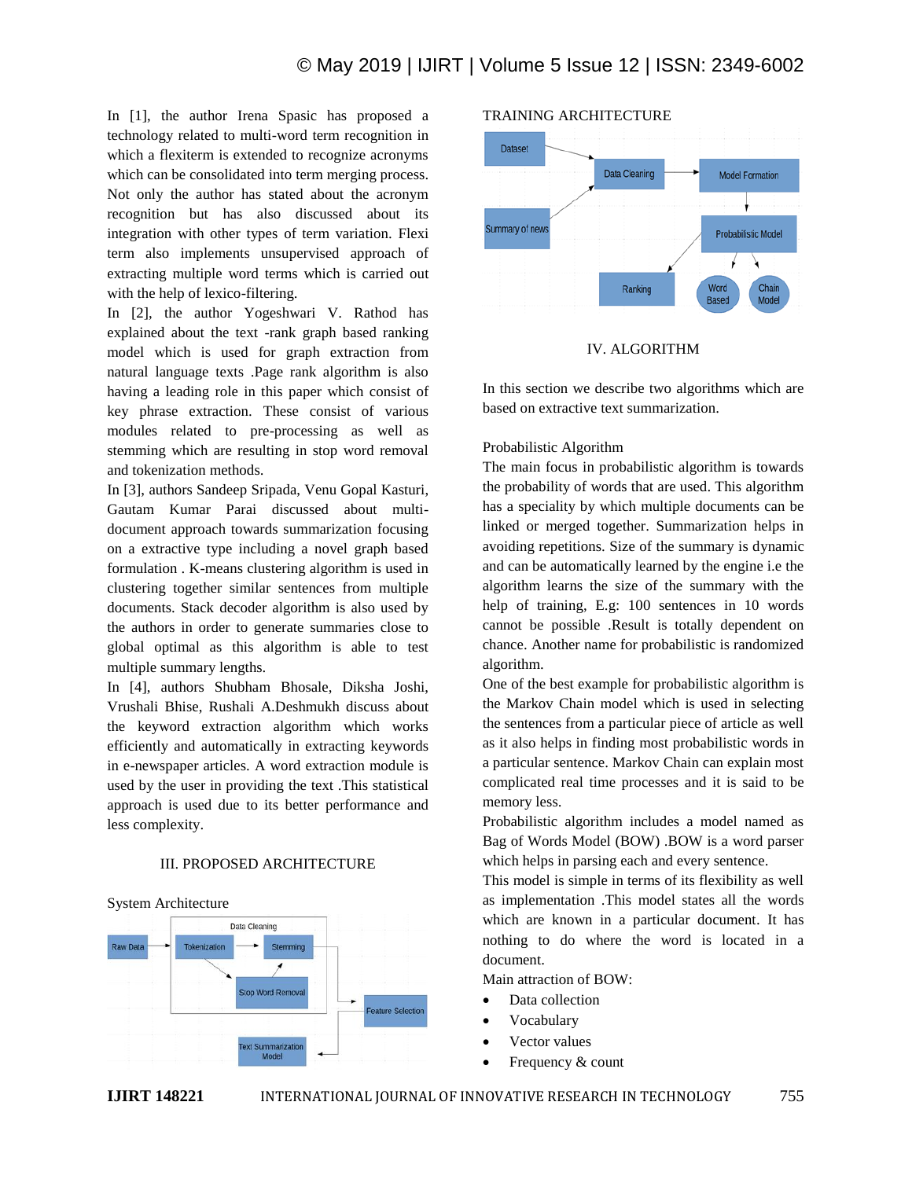In [1], the author Irena Spasic has proposed a technology related to multi-word term recognition in which a flexiterm is extended to recognize acronyms which can be consolidated into term merging process. Not only the author has stated about the acronym recognition but has also discussed about its integration with other types of term variation. Flexi term also implements unsupervised approach of extracting multiple word terms which is carried out with the help of lexico-filtering.

In [2], the author Yogeshwari V. Rathod has explained about the text -rank graph based ranking model which is used for graph extraction from natural language texts .Page rank algorithm is also having a leading role in this paper which consist of key phrase extraction. These consist of various modules related to pre-processing as well as stemming which are resulting in stop word removal and tokenization methods.

In [3], authors Sandeep Sripada, Venu Gopal Kasturi, Gautam Kumar Parai discussed about multi-document approach towards summarization focusing on a extractive type including a novel graph based formulation . K-means clustering algorithm is used in clustering together similar sentences from multiple documents. Stack decoder algorithm is also used by the authors in order to generate summaries close to global optimal as this algorithm is able to test multiple summary lengths.

In [4], authors Shubham Bhosale, Diksha Joshi, Vrushali Bhise, Rushali A.Deshmukh discuss about the keyword extraction algorithm which works efficiently and automatically in extracting keywords in e-newspaper articles. A word extraction module is used by the user in providing the text .This statistical approach is used due to its better performance and less complexity.

## III. PROPOSED ARCHITECTURE

System Architecture

Raw Data → Data Cleaning (Tokenization → Stemming, Stop Word Removal) → Feature Selection → Text Summarization Model

TRAINING ARCHITECTURE

Dataset, Summary of news → Data Cleaning → Model Formation → Probabilistic Model → Ranking, Word Based, Chain Model

## IV. ALGORITHM

In this section we describe two algorithms which are based on extractive text summarization.

Probabilistic Algorithm

The main focus in probabilistic algorithm is towards the probability of words that are used. This algorithm has a speciality by which multiple documents can be linked or merged together. Summarization helps in avoiding repetitions. Size of the summary is dynamic and can be automatically learned by the engine i.e the algorithm learns the size of the summary with the help of training, E.g: 100 sentences in 10 words cannot be possible .Result is totally dependent on chance. Another name for probabilistic is randomized algorithm.

One of the best example for probabilistic algorithm is the Markov Chain model which is used in selecting the sentences from a particular piece of article as well as it also helps in finding most probabilistic words in a particular sentence. Markov Chain can explain most complicated real time processes and it is said to be memory less.

Probabilistic algorithm includes a model named as Bag of Words Model (BOW) .BOW is a word parser which helps in parsing each and every sentence.

This model is simple in terms of its flexibility as well as implementation .This model states all the words which are known in a particular document. It has nothing to do where the word is located in a document.

Main attraction of BOW:

- Data collection
- Vocabulary
- Vector values
- Frequency & count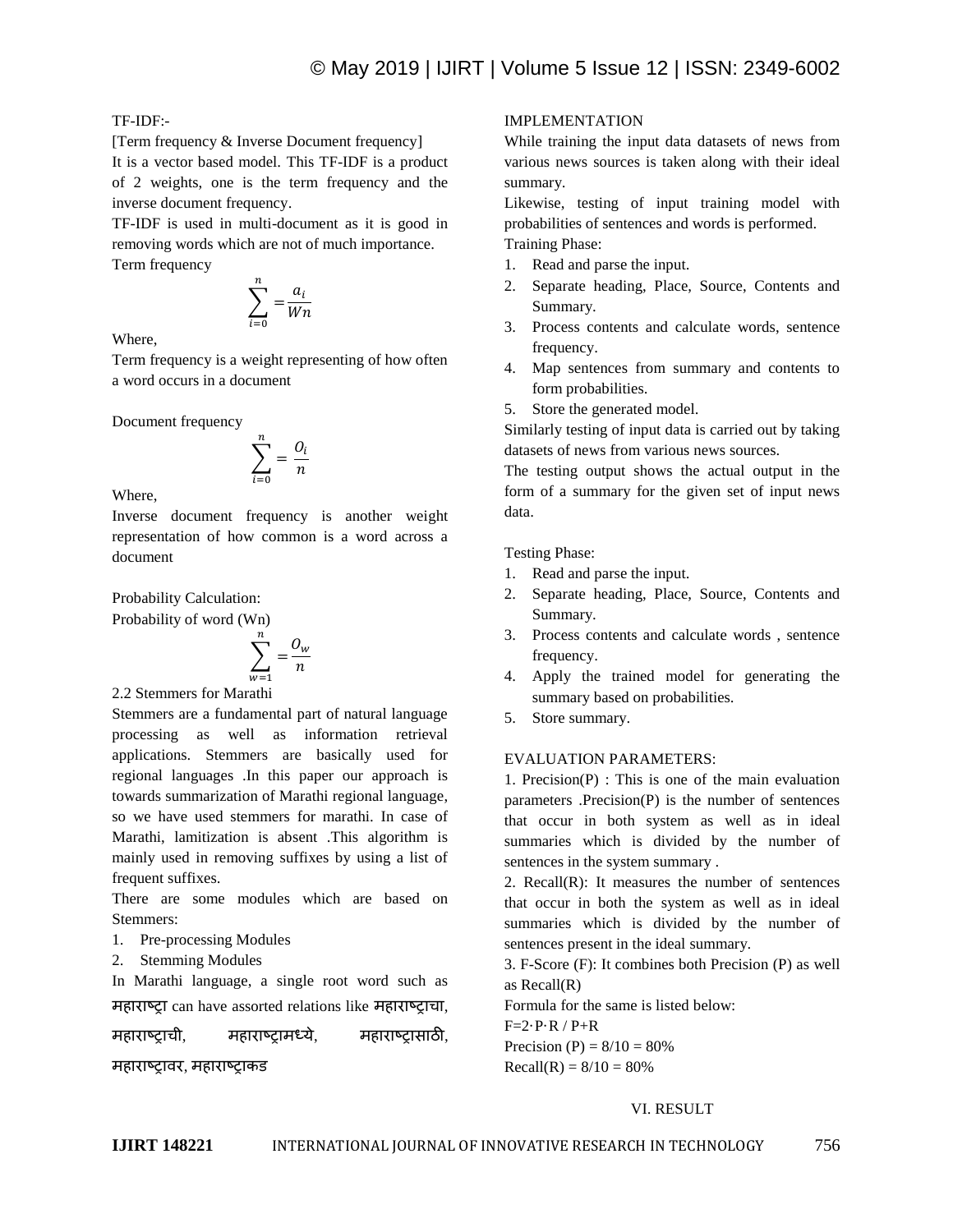TF-IDF:-

[Term frequency & Inverse Document frequency]

It is a vector based model. This TF-IDF is a product of 2 weights, one is the term frequency and the inverse document frequency.

TF-IDF is used in multi-document as it is good in removing words which are not of much importance.

Term frequency

$$\sum_{i=0}^{n} = \frac{a_i}{Wn}$$

Where,

Term frequency is a weight representing of how often a word occurs in a document

Document frequency

$$\sum_{i=0}^{n} = \frac{O_i}{n}$$

Where,

Inverse document frequency is another weight representation of how common is a word across a document

Probability Calculation:

Probability of word (Wn)

$$\sum_{w=1}^{n} = \frac{O_w}{n}$$

2.2 Stemmers for Marathi

Stemmers are a fundamental part of natural language processing as well as information retrieval applications. Stemmers are basically used for regional languages .In this paper our approach is towards summarization of Marathi regional language, so we have used stemmers for marathi. In case of Marathi, lamitization is absent .This algorithm is mainly used in removing suffixes by using a list of frequent suffixes.

There are some modules which are based on Stemmers:

1. Pre-processing Modules
2. Stemming Modules

In Marathi language, a single root word such as महाराष्ट्रा can have assorted relations like महाराष्ट्राचा, महाराष्ट्राची, महाराष्ट्रामध्ये, महाराष्ट्रासाठी, महाराष्ट्रावर, महाराष्ट्राकड

IMPLEMENTATION

While training the input data datasets of news from various news sources is taken along with their ideal summary.

Likewise, testing of input training model with probabilities of sentences and words is performed.

Training Phase:

1. Read and parse the input.
2. Separate heading, Place, Source, Contents and Summary.
3. Process contents and calculate words, sentence frequency.
4. Map sentences from summary and contents to form probabilities.
5. Store the generated model.

Similarly testing of input data is carried out by taking datasets of news from various news sources.

The testing output shows the actual output in the form of a summary for the given set of input news data.

Testing Phase:

1. Read and parse the input.
2. Separate heading, Place, Source, Contents and Summary.
3. Process contents and calculate words , sentence frequency.
4. Apply the trained model for generating the summary based on probabilities.
5. Store summary.

EVALUATION PARAMETERS:

1. Precision(P) : This is one of the main evaluation parameters .Precision(P) is the number of sentences that occur in both system as well as in ideal summaries which is divided by the number of sentences in the system summary .

2. Recall(R): It measures the number of sentences that occur in both the system as well as in ideal summaries which is divided by the number of sentences present in the ideal summary.

3. F-Score (F): It combines both Precision (P) as well as Recall(R)

Formula for the same is listed below:

F=2·P·R / P+R

Precision (P) = 8/10 = 80%

Recall(R) = 8/10 = 80%

VI. RESULT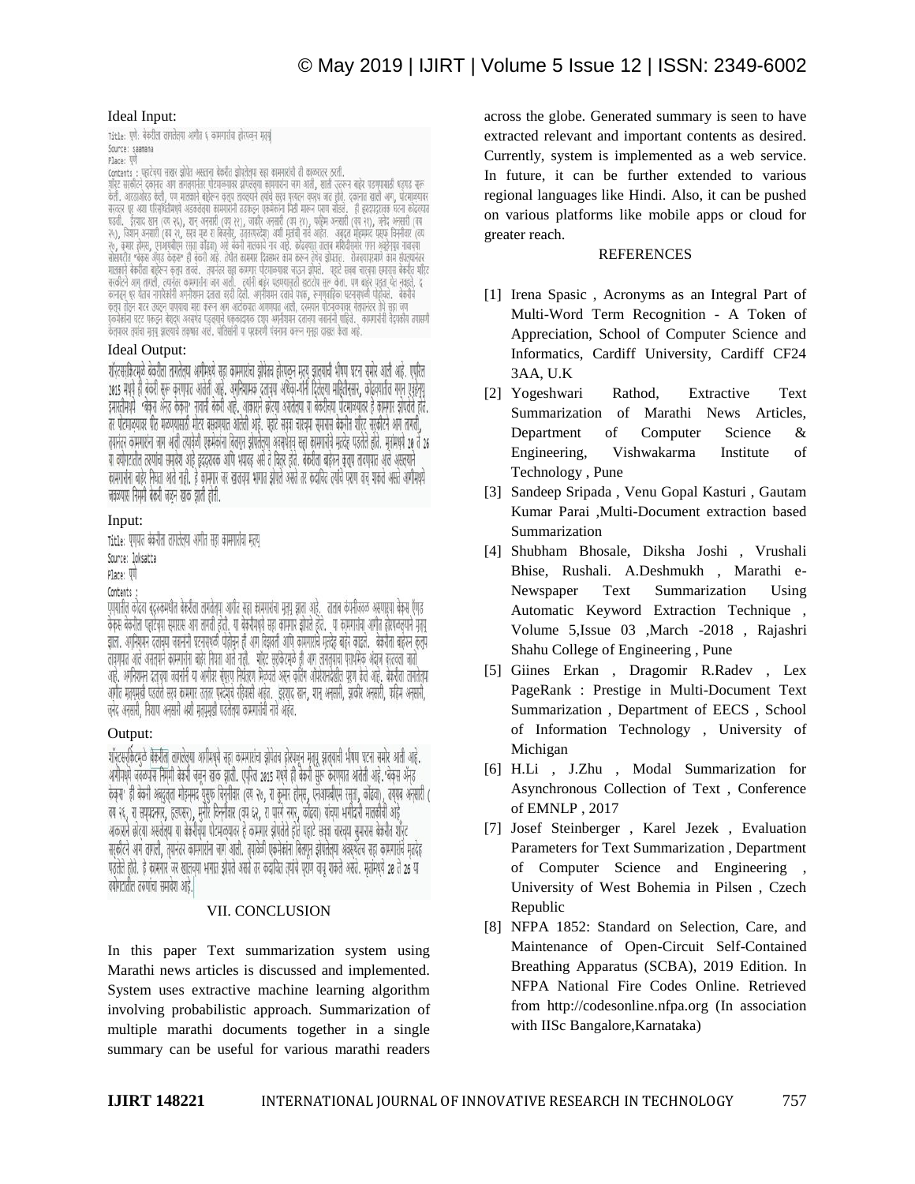Ideal Input:

Title: पुणे: बेकरीला लागलेल्या आगीत ६ कामगारांचा होरपळून मृत्यू

Source: saamana

Place: पुणे

Contents : पहाटेच्या साखर झोपेत असताना बेकरीत झोपलेल्या सहा कामगारांची ही काळरात्र ठरली. शॉर्ट सर्किटने दुकानात आग लागल्यानंतर पोटमाळ्यावर झोपलेल्या कामगारांना जाग आली, खाली उतरून बाहेर पडण्यासाठी धडपड सुरू केली. आरडाओरड केली, पण मालकाने बाहेरून कुलूप लावल्याने त्यांचे सगळे प्रयत्न व्यर्थ ठरले. दुकानात खाली आग, पोटमाळ्यावर सगळा धूर अशा परिस्थितीमध्ये अडकलेल्या कामगारांनी एकमेकांना मिठी मारून प्राण सोडले. ही हृदयद्रावक घटना कोंढव्यात घडली. इरशाद खान (वय २५), शान अन्सारी (वय २२), जाकीर अन्सारी (वय २१), फहिम अन्सारी (वय २१), जुनेद अन्सारी (वय २५), निशान अन्सारी (वय २१, सर्व मूळ रा बिजनौर, उत्तरप्रदेश) अशी मृतांची नावे आहेत. ...

Ideal Output:

शॉर्टसर्किटमुळे बेकरीला लागलेल्या आगीमध्ये सहा कामगारांचा झोपेतच होरपळून मृत्यू झाल्याची भीषण घटना समोर आली आहे. एप्रिल २०१५ मध्ये ही बेकरी सुरू करण्यात आली होती. अग्निशामक दलाच्या अधिकाऱ्यांनी दिलेल्या माहितीनुसार, कोंढव्यातील गगन एव्हेन्यू इमारतीमध्ये "केक्स ॲन्ड केक्स" नावाची बेकरी आहे. आकाराने छोट्या असलेल्या या बेकरीच्या पोटमाळ्यावर हे कामगार झोपले होते. तर पोटमाळ्यावर पीठ मळण्यासाठी मोटर बसवण्यात आलेली आहे. पहाटे सव्वा चारच्या सुमारास बेकरीत शॉर्ट सर्किटने आग लागली, त्यानंतर कामगारांना जाग आली त्यावेळी एकमेकांना बिलगून झोपलेल्या अवस्थेतच सहा कामगारांचे मृतदेह पडलेले होते. मृतांमध्ये २० ते २६ या वयोगटातील तरुणांचा समावेश आहे हृदयद्रावक आणि भयावह असे ते चित्र होते. बेकरीला बाहेरून कुलूप लावण्यात आले असल्याने कामगारांना बाहेर निघता आले नाही. हे कामगार जर खालच्या भागात झोपले असते तर कदाचित त्यांचे प्राण वाचू शकले असते अग्नीमध्ये जवळपास निम्मी बेकरी जळून खाक झाली होती.

Input:

Title: पुण्यात बेकरीला लागलेल्या आगीत सहा कामगारांचा मृत्यू

Source: loksatta

Place: पुणे

Contents :

पुण्यातील कोंढवा बुद्रुकमधील बेकरीला लागलेल्या आगीत सहा कामगारांचा मृत्यू झाला आहे. तालाब कंपनीजवळ असणाऱ्या केक्स ॲण्ड केक्स बेकरीला पहाटेच्या सुमारास आग लागली होती. या बेकरीमध्ये सहा कामगार झोपले होते. या कामगारांचा होरपळल्याने मृत्यू झाला. अग्निशमन दलाच्या जवानांनी घटनास्थळी पोहोचून ही आग विझवली आणि कामगारांचे मृतदेह बाहेर काढले. बेकरीला बाहेरून कुलूप लावण्यात आले असल्याने कामगारांना बाहेर निघता आले नाही. शॉर्ट सर्किटमुळे ही आग लागल्याचा प्राथमिक अंदाज वर्तवला जात आहे. अग्निशमन दलाच्या जवानांनी या आगीवर संपूर्ण नियंत्रण मिळवले असून कमांड हॉस्पिटलमध्ये पाठवले आहेत. बेकरीला लागलेल्या आगीत मृत्युमुखी पडलेले सर्व कामगार उत्तर प्रदेशचे रहिवासी आहेत. इरशाद खान, शानू अन्सारी, जाकीर अन्सारी, फहिम अन्सारी, जुनेद अन्सारी, निशाण अन्सारी अशी मृत्युमुखी पडलेल्या कामगारांची नावे आहेत.

Output:

शॉर्टसर्किटमुळे बेकरीला लागलेल्या आगीमध्ये सहा कामगारांचा झोपेतच होरपळून मृत्यू झाल्याची भीषण घटना समोर आली आहे. अग्नीमध्ये जवळपास निम्मी बेकरी जळून खाक झाली. एप्रिल २०१५ मध्ये ही बेकरी सुरू करण्यात आली होती आहे. 'केक्स ॲन्ड केक्स' ही बेकरी अब्दुल्ला मोहम्मद युसुफ दिनभिवार (वय २०, रा कुमार होम्स, एनआयबीएम रस्ता, कोंढवा), तय्यब अन्सारी (वय २६, रा सय्यदनगर, हडपसर), मुनीर दिनभिवार (वय ६२, रा पारसं नगर, कोंढवा) यांच्या भागीदारी मालकीची आहे आकाराने छोट्या असलेल्या या बेकरीच्या पोटमाळ्यावर हे कामगार झोपले होते पहाटे सव्वा चारच्या सुमारास बेकरीत शॉर्ट सर्किटने आग लागली, त्यानंतर कामगारांना जाग आली. त्यावेळी एकमेकांना बिलगून झोपलेल्या अवस्थेतच सहा कामगारांचे मृतदेह पडलेले होते. हे कामगार जर खालच्या भागात झोपले असते तर कदाचित त्यांचे प्राण वाचू शकले असते. मृतांमध्ये २० ते २५ या वयोगटातील तरुणांचा समावेश आहे.

## VII. CONCLUSION

In this paper Text summarization system using Marathi news articles is discussed and implemented. System uses extractive machine learning algorithm involving probabilistic approach. Summarization of multiple marathi documents together in a single summary can be useful for various marathi readers across the globe. Generated summary is seen to have extracted relevant and important contents as desired. Currently, system is implemented as a web service. In future, it can be further extended to various regional languages like Hindi. Also, it can be pushed on various platforms like mobile apps or cloud for greater reach.

## REFERENCES

[1] Irena Spasic , Acronyms as an Integral Part of Multi-Word Term Recognition - A Token of Appreciation, School of Computer Science and Informatics, Cardiff University, Cardiff CF24 3AA, U.K

[2] Yogeshwari Rathod, Extractive Text Summarization of Marathi News Articles, Department of Computer Science & Engineering, Vishwakarma Institute of Technology , Pune

[3] Sandeep Sripada , Venu Gopal Kasturi , Gautam Kumar Parai ,Multi-Document extraction based Summarization

[4] Shubham Bhosale, Diksha Joshi , Vrushali Bhise, Rushali. A.Deshmukh , Marathi e-Newspaper Text Summarization Using Automatic Keyword Extraction Technique , Volume 5,Issue 03 ,March -2018 , Rajashri Shahu College of Engineering , Pune

[5] Giines Erkan , Dragomir R.Radev , Lex PageRank : Prestige in Multi-Document Text Summarization , Department of EECS , School of Information Technology , University of Michigan

[6] H.Li , J.Zhu , Modal Summarization for Asynchronous Collection of Text , Conference of EMNLP , 2017

[7] Josef Steinberger , Karel Jezek , Evaluation Parameters for Text Summarization , Department of Computer Science and Engineering , University of West Bohemia in Pilsen , Czech Republic

[8] NFPA 1852: Standard on Selection, Care, and Maintenance of Open-Circuit Self-Contained Breathing Apparatus (SCBA), 2019 Edition. In NFPA National Fire Codes Online. Retrieved from http://codesonline.nfpa.org (In association with IISc Bangalore,Karnataka)